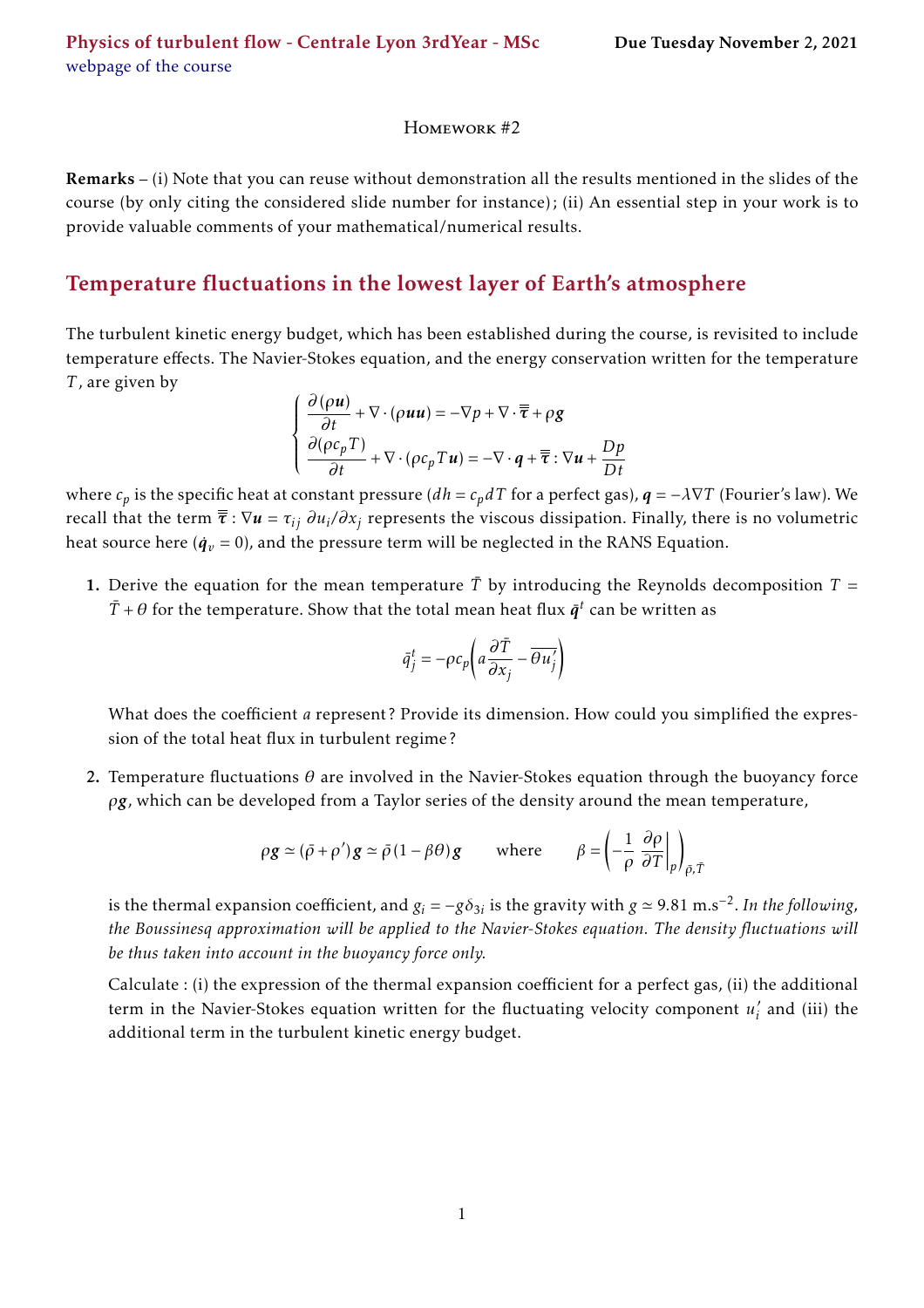Physics of turbulent flow - Centrale Lyon 3rdYear - MSc

webpage of the course

**Due Tuesday November 2, 2021**

Homework #2

**Remarks** – (i) Note that you can reuse without demonstration all the results mentioned in the slides of the course (by only citing the considered slide number for instance); (ii) An essential step in your work is to provide valuable comments of your mathematical/numerical results.

## Temperature fluctuations in the lowest layer of Earth's atmosphere

The turbulent kinetic energy budget, which has been established during the course, is revisited to include temperature effects. The Navier-Stokes equation, and the energy conservation written for the temperature $T$, are given by

$$\begin{cases} \dfrac{\partial(\rho \boldsymbol{u})}{\partial t} + \nabla \cdot (\rho \boldsymbol{u}\boldsymbol{u}) = -\nabla p + \nabla \cdot \overline{\overline{\boldsymbol{\tau}}} + \rho \boldsymbol{g} \\ \dfrac{\partial(\rho c_p T)}{\partial t} + \nabla \cdot (\rho c_p T \boldsymbol{u}) = -\nabla \cdot \boldsymbol{q} + \overline{\overline{\boldsymbol{\tau}}} : \nabla \boldsymbol{u} + \dfrac{Dp}{Dt} \end{cases}$$

where $c_p$ is the specific heat at constant pressure ($dh = c_p dT$ for a perfect gas), $\boldsymbol{q} = -\lambda \nabla T$ (Fourier's law). We recall that the term $\overline{\overline{\boldsymbol{\tau}}} : \nabla \boldsymbol{u} = \tau_{ij}\, \partial u_i / \partial x_j$ represents the viscous dissipation. Finally, there is no volumetric heat source here ($\dot{q}_v = 0$), and the pressure term will be neglected in the RANS Equation.

1. Derive the equation for the mean temperature $\bar{T}$ by introducing the Reynolds decomposition $T = \bar{T} + \theta$ for the temperature. Show that the total mean heat flux $\bar{\boldsymbol{q}}^t$ can be written as

$$\bar{q}_j^t = -\rho c_p \left( a \frac{\partial \bar{T}}{\partial x_j} - \overline{\theta u_j'} \right)$$

   What does the coefficient $a$ represent? Provide its dimension. How could you simplified the expression of the total heat flux in turbulent regime?

2. Temperature fluctuations $\theta$ are involved in the Navier-Stokes equation through the buoyancy force $\rho \boldsymbol{g}$, which can be developed from a Taylor series of the density around the mean temperature,

$$\rho \boldsymbol{g} \simeq (\bar{\rho} + \rho') \boldsymbol{g} \simeq \bar{\rho}(1 - \beta \theta) \boldsymbol{g} \qquad \text{where} \qquad \beta = \left( -\frac{1}{\rho} \left. \frac{\partial \rho}{\partial T} \right|_p \right)_{\bar{\rho}, \bar{T}}$$

   is the thermal expansion coefficient, and $g_i = -g \delta_{3i}$ is the gravity with $g \simeq 9.81$ m.s$^{-2}$. *In the following, the Boussinesq approximation will be applied to the Navier-Stokes equation. The density fluctuations will be thus taken into account in the buoyancy force only.*

   Calculate : (i) the expression of the thermal expansion coefficient for a perfect gas, (ii) the additional term in the Navier-Stokes equation written for the fluctuating velocity component $u_i'$ and (iii) the additional term in the turbulent kinetic energy budget.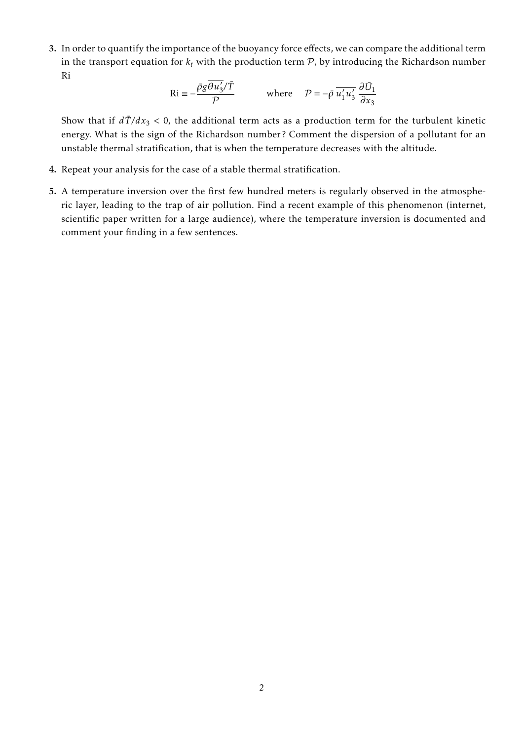3. In order to quantify the importance of the buoyancy force effects, we can compare the additional term in the transport equation for $k_t$ with the production term $\mathcal{P}$, by introducing the Richardson number Ri

$$\text{Ri} \equiv -\frac{\bar{\rho} g \overline{\theta u_3'}/\bar{T}}{\mathcal{P}} \qquad \text{where} \quad \mathcal{P} = -\bar{\rho}\,\overline{u_1' u_3'}\,\frac{\partial \bar{U}_1}{\partial x_3}$$

Show that if $d\bar{T}/dx_3 < 0$, the additional term acts as a production term for the turbulent kinetic energy. What is the sign of the Richardson number? Comment the dispersion of a pollutant for an unstable thermal stratification, that is when the temperature decreases with the altitude.

4. Repeat your analysis for the case of a stable thermal stratification.

5. A temperature inversion over the first few hundred meters is regularly observed in the atmospheric layer, leading to the trap of air pollution. Find a recent example of this phenomenon (internet, scientific paper written for a large audience), where the temperature inversion is documented and comment your finding in a few sentences.